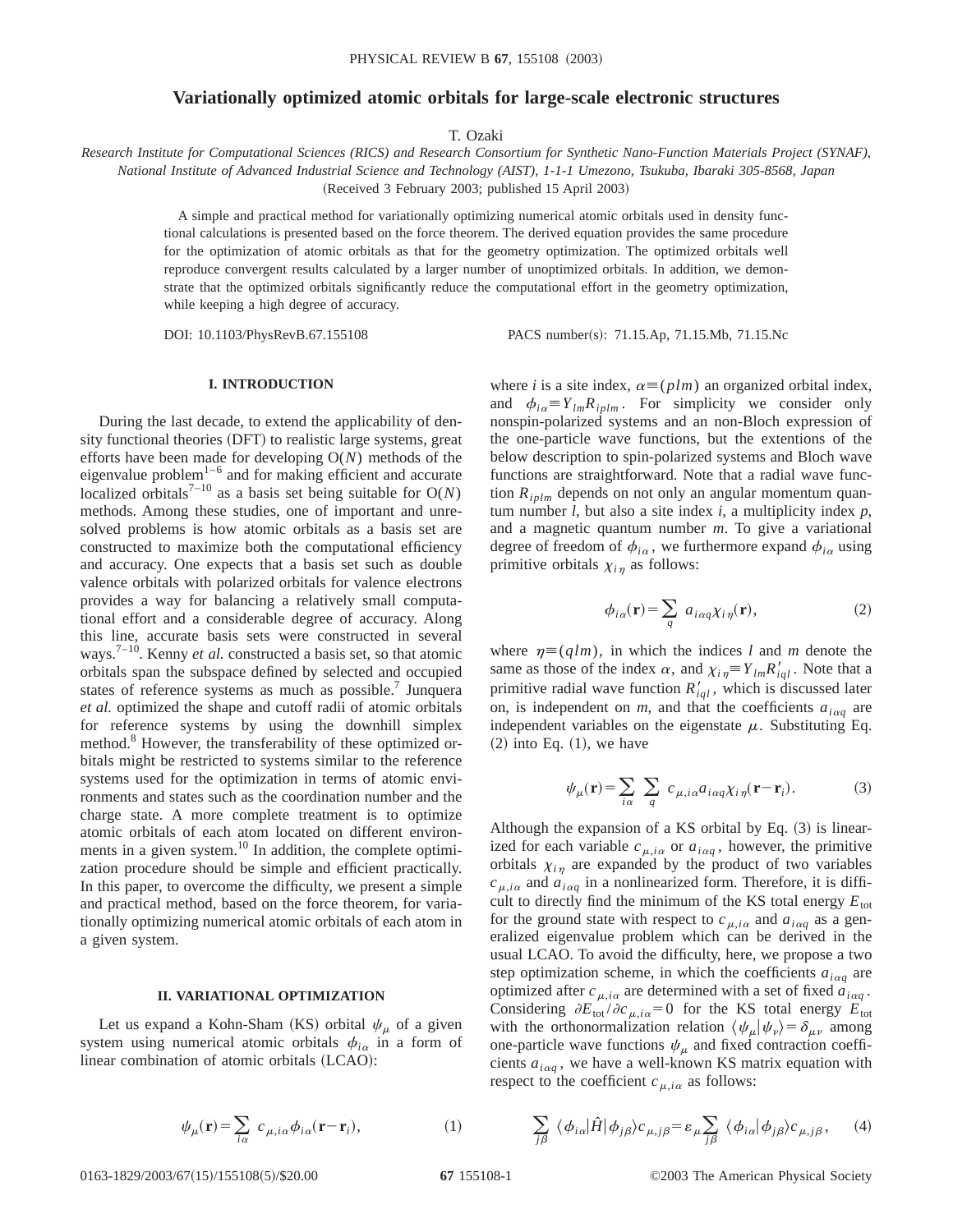# Variationally optimized atomic orbitals for large-scale electronic structures

T. Ozaki

*Research Institute for Computational Sciences (RICS) and Research Consortium for Synthetic Nano-Function Materials Project (SYNAF), National Institute of Advanced Industrial Science and Technology (AIST), 1-1-1 Umezono, Tsukuba, Ibaraki 305-8568, Japan*

(Received 3 February 2003; published 15 April 2003)

A simple and practical method for variationally optimizing numerical atomic orbitals used in density functional calculations is presented based on the force theorem. The derived equation provides the same procedure for the optimization of atomic orbitals as that for the geometry optimization. The optimized orbitals well reproduce convergent results calculated by a larger number of unoptimized orbitals. In addition, we demonstrate that the optimized orbitals significantly reduce the computational effort in the geometry optimization, while keeping a high degree of accuracy.

DOI: 10.1103/PhysRevB.67.155108 PACS number(s): 71.15.Ap, 71.15.Mb, 71.15.Nc

## I. INTRODUCTION

During the last decade, to extend the applicability of density functional theories (DFT) to realistic large systems, great efforts have been made for developing O($N$) methods of the eigenvalue problem[1–6] and for making efficient and accurate localized orbitals[7–10] as a basis set being suitable for O($N$) methods. Among these studies, one of important and unresolved problems is how atomic orbitals as a basis set are constructed to maximize both the computational efficiency and accuracy. One expects that a basis set such as double valence orbitals with polarized orbitals for valence electrons provides a way for balancing a relatively small computational effort and a considerable degree of accuracy. Along this line, accurate basis sets were constructed in several ways.[7–10]. Kenny *et al.* constructed a basis set, so that atomic orbitals span the subspace defined by selected and occupied states of reference systems as much as possible.[7] Junquera *et al.* optimized the shape and cutoff radii of atomic orbitals for reference systems by using the downhill simplex method.[8] However, the transferability of these optimized orbitals might be restricted to systems similar to the reference systems used for the optimization in terms of atomic environments and states such as the coordination number and the charge state. A more complete treatment is to optimize atomic orbitals of each atom located on different environments in a given system.[10] In addition, the complete optimization procedure should be simple and efficient practically. In this paper, to overcome the difficulty, we present a simple and practical method, based on the force theorem, for variationally optimizing numerical atomic orbitals of each atom in a given system.

## II. VARIATIONAL OPTIMIZATION

Let us expand a Kohn-Sham (KS) orbital $\psi_\mu$ of a given system using numerical atomic orbitals $\phi_{i\alpha}$ in a form of linear combination of atomic orbitals (LCAO):

$$\psi_\mu(\mathbf{r}) = \sum_{i\alpha} c_{\mu,i\alpha}\phi_{i\alpha}(\mathbf{r}-\mathbf{r}_i), \tag{1}$$

where $i$ is a site index, $\alpha \equiv (plm)$ an organized orbital index, and $\phi_{i\alpha} \equiv Y_{lm}R_{iplm}$. For simplicity we consider only nonspin-polarized systems and an non-Bloch expression of the one-particle wave functions, but the extentions of the below description to spin-polarized systems and Bloch wave functions are straightforward. Note that a radial wave function $R_{iplm}$ depends on not only an angular momentum quantum number $l$, but also a site index $i$, a multiplicity index $p$, and a magnetic quantum number $m$. To give a variational degree of freedom of $\phi_{i\alpha}$, we furthermore expand $\phi_{i\alpha}$ using primitive orbitals $\chi_{i\eta}$ as follows:

$$\phi_{i\alpha}(\mathbf{r}) = \sum_q a_{i\alpha q}\chi_{i\eta}(\mathbf{r}), \tag{2}$$

where $\eta \equiv (qlm)$, in which the indices $l$ and $m$ denote the same as those of the index $\alpha$, and $\chi_{i\eta} \equiv Y_{lm}R'_{iql}$. Note that a primitive radial wave function $R'_{iql}$, which is discussed later on, is independent on $m$, and that the coefficients $a_{i\alpha q}$ are independent variables on the eigenstate $\mu$. Substituting Eq. (2) into Eq. (1), we have

$$\psi_\mu(\mathbf{r}) = \sum_{i\alpha}\sum_q c_{\mu,i\alpha}a_{i\alpha q}\chi_{i\eta}(\mathbf{r}-\mathbf{r}_i). \tag{3}$$

Although the expansion of a KS orbital by Eq. (3) is linearized for each variable $c_{\mu,i\alpha}$ or $a_{i\alpha q}$, however, the primitive orbitals $\chi_{i\eta}$ are expanded by the product of two variables $c_{\mu,i\alpha}$ and $a_{i\alpha q}$ in a nonlinearized form. Therefore, it is difficult to directly find the minimum of the KS total energy $E_{\rm tot}$ for the ground state with respect to $c_{\mu,i\alpha}$ and $a_{i\alpha q}$ as a generalized eigenvalue problem which can be derived in the usual LCAO. To avoid the difficulty, here, we propose a two step optimization scheme, in which the coefficients $a_{i\alpha q}$ are optimized after $c_{\mu,i\alpha}$ are determined with a set of fixed $a_{i\alpha q}$. Considering $\partial E_{\rm tot}/\partial c_{\mu,i\alpha}=0$ for the KS total energy $E_{\rm tot}$ with the orthonormalization relation $\langle\psi_\mu|\psi_\nu\rangle=\delta_{\mu\nu}$ among one-particle wave functions $\psi_\mu$ and fixed contraction coefficients $a_{i\alpha q}$, we have a well-known KS matrix equation with respect to the coefficient $c_{\mu,i\alpha}$ as follows:

$$\sum_{j\beta}\langle\phi_{i\alpha}|\hat{H}|\phi_{j\beta}\rangle c_{\mu,j\beta} = \varepsilon_\mu \sum_{j\beta}\langle\phi_{i\alpha}|\phi_{j\beta}\rangle c_{\mu,j\beta}, \tag{4}$$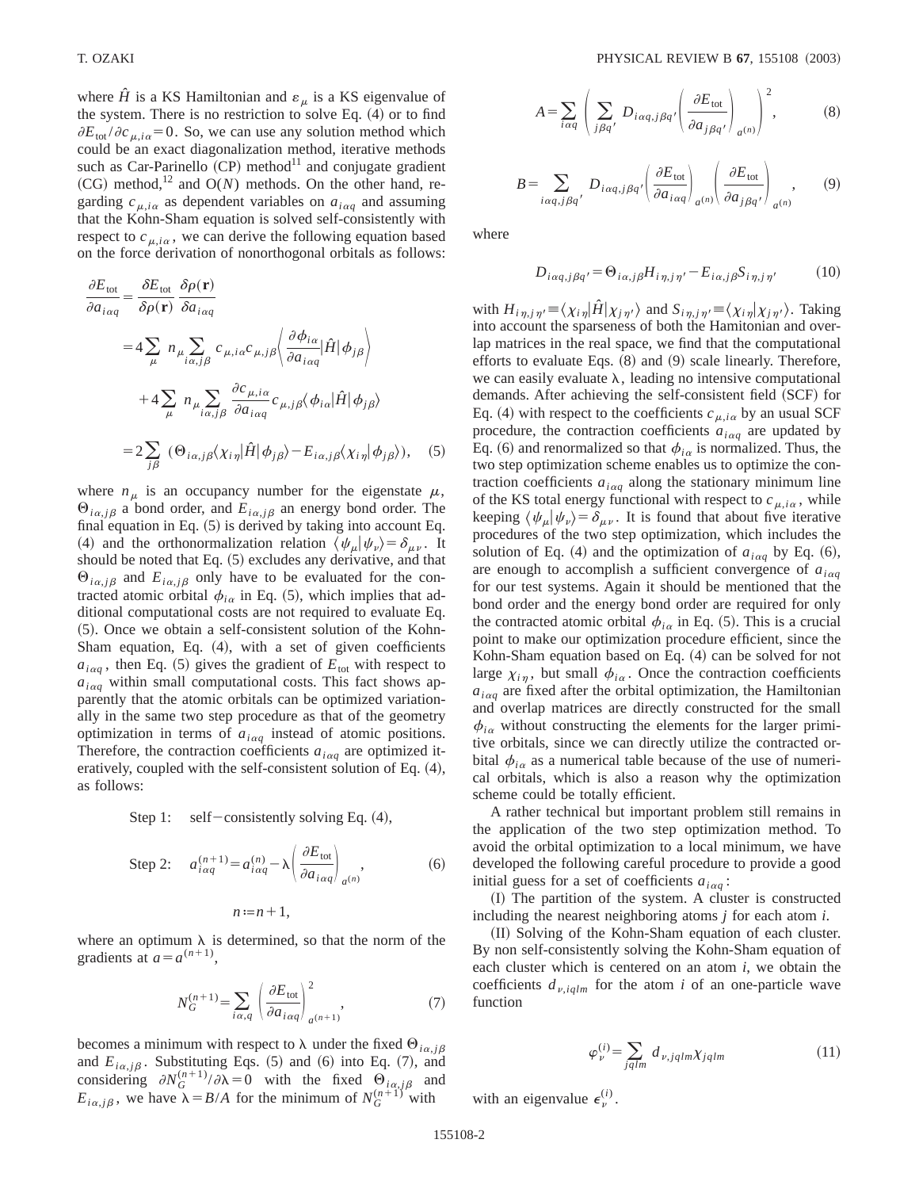where $\hat{H}$ is a KS Hamiltonian and $\varepsilon_\mu$ is a KS eigenvalue of the system. There is no restriction to solve Eq. (4) or to find $\partial E_{\rm tot}/\partial c_{\mu,i\alpha}=0$. So, we can use any solution method which could be an exact diagonalization method, iterative methods such as Car-Parinello (CP) method[11] and conjugate gradient (CG) method,[12] and O($N$) methods. On the other hand, regarding $c_{\mu,i\alpha}$ as dependent variables on $a_{i\alpha q}$ and assuming that the Kohn-Sham equation is solved self-consistently with respect to $c_{\mu,i\alpha}$, we can derive the following equation based on the force derivation of nonorthogonal orbitals as follows:

$$
\begin{aligned}
\frac{\partial E_{\rm tot}}{\partial a_{i\alpha q}} &= \frac{\delta E_{\rm tot}}{\delta \rho(\mathbf{r})}\frac{\delta \rho(\mathbf{r})}{\delta a_{i\alpha q}} \\
&= 4\sum_{\mu} n_\mu \sum_{i\alpha,j\beta} c_{\mu,i\alpha}c_{\mu,j\beta}\left\langle \frac{\partial \phi_{i\alpha}}{\partial a_{i\alpha q}}\middle|\hat{H}\middle|\phi_{j\beta}\right\rangle \\
&\quad + 4\sum_{\mu} n_\mu \sum_{i\alpha,j\beta} \frac{\partial c_{\mu,i\alpha}}{\partial a_{i\alpha q}} c_{\mu,j\beta}\langle \phi_{i\alpha}|\hat{H}|\phi_{j\beta}\rangle \\
&= 2\sum_{j\beta} \left(\Theta_{i\alpha,j\beta}\langle \chi_{i\eta}|\hat{H}|\phi_{j\beta}\rangle - E_{i\alpha,j\beta}\langle \chi_{i\eta}|\phi_{j\beta}\rangle\right), \qquad (5)
\end{aligned}
$$

where $n_\mu$ is an occupancy number for the eigenstate $\mu$, $\Theta_{i\alpha,j\beta}$ a bond order, and $E_{i\alpha,j\beta}$ an energy bond order. The final equation in Eq. (5) is derived by taking into account Eq. (4) and the orthonormalization relation $\langle \psi_\mu|\psi_\nu\rangle=\delta_{\mu\nu}$. It should be noted that Eq. (5) excludes any derivative, and that $\Theta_{i\alpha,j\beta}$ and $E_{i\alpha,j\beta}$ only have to be evaluated for the contracted atomic orbital $\phi_{i\alpha}$ in Eq. (5), which implies that additional computational costs are not required to evaluate Eq. (5). Once we obtain a self-consistent solution of the Kohn-Sham equation, Eq. (4), with a set of given coefficients $a_{i\alpha q}$, then Eq. (5) gives the gradient of $E_{\rm tot}$ with respect to $a_{i\alpha q}$ within small computational costs. This fact shows apparently that the atomic orbitals can be optimized variationally in the same two step procedure as that of the geometry optimization in terms of $a_{i\alpha q}$ instead of atomic positions. Therefore, the contraction coefficients $a_{i\alpha q}$ are optimized iteratively, coupled with the self-consistent solution of Eq. (4), as follows:

$$
\begin{aligned}
&\text{Step 1:} \quad \text{self}-\text{consistently solving Eq. (4)}, \\
&\text{Step 2:} \quad a_{i\alpha q}^{(n+1)} = a_{i\alpha q}^{(n)} - \lambda\left(\frac{\partial E_{\rm tot}}{\partial a_{i\alpha q}}\right)_{a^{(n)}}, \qquad (6) \\
&\qquad n := n+1,
\end{aligned}
$$

where an optimum $\lambda$ is determined, so that the norm of the gradients at $a=a^{(n+1)}$,

$$
N_G^{(n+1)} = \sum_{i\alpha,q}\left(\frac{\partial E_{\rm tot}}{\partial a_{i\alpha q}}\right)^2_{a^{(n+1)}}, \qquad (7)
$$

becomes a minimum with respect to $\lambda$ under the fixed $\Theta_{i\alpha,j\beta}$ and $E_{i\alpha,j\beta}$. Substituting Eqs. (5) and (6) into Eq. (7), and considering $\partial N_G^{(n+1)}/\partial\lambda=0$ with the fixed $\Theta_{i\alpha,j\beta}$ and $E_{i\alpha,j\beta}$, we have $\lambda=B/A$ for the minimum of $N_G^{(n+1)}$ with

$$
A = \sum_{i\alpha q}\left(\sum_{j\beta q'} D_{i\alpha q,j\beta q'}\left(\frac{\partial E_{\rm tot}}{\partial a_{j\beta q'}}\right)_{a^{(n)}}\right)^2, \qquad (8)
$$

$$
B = \sum_{i\alpha q,j\beta q'} D_{i\alpha q,j\beta q'}\left(\frac{\partial E_{\rm tot}}{\partial a_{i\alpha q}}\right)_{a^{(n)}}\left(\frac{\partial E_{\rm tot}}{\partial a_{j\beta q'}}\right)_{a^{(n)}}, \qquad (9)
$$

where

$$
D_{i\alpha q,j\beta q'} = \Theta_{i\alpha,j\beta}H_{i\eta,j\eta'} - E_{i\alpha,j\beta}S_{i\eta,j\eta'} \qquad (10)
$$

with $H_{i\eta,j\eta'}\equiv\langle \chi_{i\eta}|\hat{H}|\chi_{j\eta'}\rangle$ and $S_{i\eta,j\eta'}\equiv\langle \chi_{i\eta}|\chi_{j\eta'}\rangle$. Taking into account the sparseness of both the Hamitonian and overlap matrices in the real space, we find that the computational efforts to evaluate Eqs. (8) and (9) scale linearly. Therefore, we can easily evaluate $\lambda$, leading no intensive computational demands. After achieving the self-consistent field (SCF) for Eq. (4) with respect to the coefficients $c_{\mu,i\alpha}$ by an usual SCF procedure, the contraction coefficients $a_{i\alpha q}$ are updated by Eq. (6) and renormalized so that $\phi_{i\alpha}$ is normalized. Thus, the two step optimization scheme enables us to optimize the contraction coefficients $a_{i\alpha q}$ along the stationary minimum line of the KS total energy functional with respect to $c_{\mu,i\alpha}$, while keeping $\langle \psi_\mu|\psi_\nu\rangle=\delta_{\mu\nu}$. It is found that about five iterative procedures of the two step optimization, which includes the solution of Eq. (4) and the optimization of $a_{i\alpha q}$ by Eq. (6), are enough to accomplish a sufficient convergence of $a_{i\alpha q}$ for our test systems. Again it should be mentioned that the bond order and the energy bond order are required for only the contracted atomic orbital $\phi_{i\alpha}$ in Eq. (5). This is a crucial point to make our optimization procedure efficient, since the Kohn-Sham equation based on Eq. (4) can be solved for not large $\chi_{i\eta}$, but small $\phi_{i\alpha}$. Once the contraction coefficients $a_{i\alpha q}$ are fixed after the orbital optimization, the Hamiltonian and overlap matrices are directly constructed for the small $\phi_{i\alpha}$ without constructing the elements for the larger primitive orbitals, since we can directly utilize the contracted orbital $\phi_{i\alpha}$ as a numerical table because of the use of numerical orbitals, which is also a reason why the optimization scheme could be totally efficient.

A rather technical but important problem still remains in the application of the two step optimization method. To avoid the orbital optimization to a local minimum, we have developed the following careful procedure to provide a good initial guess for a set of coefficients $a_{i\alpha q}$:

(I) The partition of the system. A cluster is constructed including the nearest neighboring atoms $j$ for each atom $i$.

(II) Solving of the Kohn-Sham equation of each cluster. By non self-consistently solving the Kohn-Sham equation of each cluster which is centered on an atom $i$, we obtain the coefficients $d_{\nu,iqlm}$ for the atom $i$ of an one-particle wave function

$$
\varphi_\nu^{(i)} = \sum_{jqlm} d_{\nu,jqlm}\chi_{jqlm} \qquad (11)
$$

with an eigenvalue $\epsilon_\nu^{(i)}$.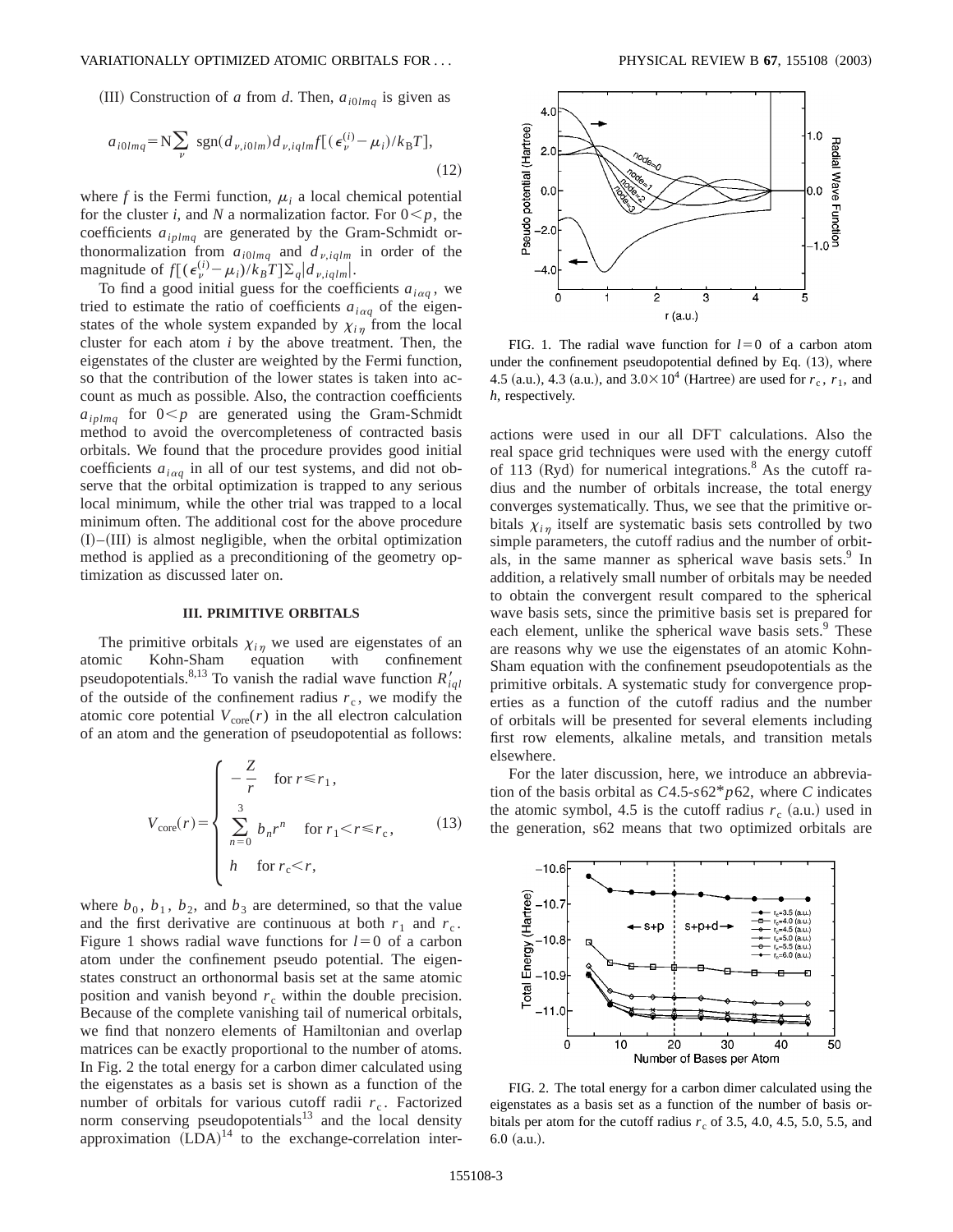(III) Construction of $a$ from $d$. Then, $a_{i0lmq}$ is given as

$$a_{i0lmq} = \mathrm{N}\sum_{\nu} \mathrm{sgn}(d_{\nu,i0lm}) d_{\nu,iqlm} f[(\epsilon_{\nu}^{(i)} - \mu_i)/k_{\mathrm{B}}T], \tag{12}$$

where $f$ is the Fermi function, $\mu_i$ a local chemical potential for the cluster $i$, and $N$ a normalization factor. For $0<p$, the coefficients $a_{iplmq}$ are generated by the Gram-Schmidt orthonormalization from $a_{i0lmq}$ and $d_{\nu,iqlm}$ in order of the magnitude of $f[(\epsilon_{\nu}^{(i)} - \mu_i)/k_B T]\Sigma_q |d_{\nu,iqlm}|$.

To find a good initial guess for the coefficients $a_{i\alpha q}$, we tried to estimate the ratio of coefficients $a_{i\alpha q}$ of the eigenstates of the whole system expanded by $\chi_{i\eta}$ from the local cluster for each atom $i$ by the above treatment. Then, the eigenstates of the cluster are weighted by the Fermi function, so that the contribution of the lower states is taken into account as much as possible. Also, the contraction coefficients $a_{iplmq}$ for $0<p$ are generated using the Gram-Schmidt method to avoid the overcompleteness of contracted basis orbitals. We found that the procedure provides good initial coefficients $a_{i\alpha q}$ in all of our test systems, and did not observe that the orbital optimization is trapped to any serious local minimum, while the other trial was trapped to a local minimum often. The additional cost for the above procedure (I)–(III) is almost negligible, when the orbital optimization method is applied as a preconditioning of the geometry optimization as discussed later on.

## III. PRIMITIVE ORBITALS

The primitive orbitals $\chi_{i\eta}$ we used are eigenstates of an atomic Kohn-Sham equation with confinement pseudopotentials.[8,13] To vanish the radial wave function $R'_{iql}$ of the outside of the confinement radius $r_{\mathrm{c}}$, we modify the atomic core potential $V_{\mathrm{core}}(r)$ in the all electron calculation of an atom and the generation of pseudopotential as follows:

$$V_{\mathrm{core}}(r) = \begin{cases} -\dfrac{Z}{r} & \text{for } r \leq r_1, \\ \displaystyle\sum_{n=0}^{3} b_n r^n & \text{for } r_1 < r \leq r_{\mathrm{c}}, \\ h & \text{for } r_{\mathrm{c}} < r, \end{cases} \tag{13}$$

where $b_0$, $b_1$, $b_2$, and $b_3$ are determined, so that the value and the first derivative are continuous at both $r_1$ and $r_{\mathrm{c}}$. Figure 1 shows radial wave functions for $l=0$ of a carbon atom under the confinement pseudo potential. The eigenstates construct an orthonormal basis set at the same atomic position and vanish beyond $r_{\mathrm{c}}$ within the double precision. Because of the complete vanishing tail of numerical orbitals, we find that nonzero elements of Hamiltonian and overlap matrices can be exactly proportional to the number of atoms. In Fig. 2 the total energy for a carbon dimer calculated using the eigenstates as a basis set is shown as a function of the number of orbitals for various cutoff radii $r_{\mathrm{c}}$. Factorized norm conserving pseudopotentials[13] and the local density approximation (LDA)[14] to the exchange-correlation interactions were used in our all DFT calculations. Also the real space grid techniques were used with the energy cutoff of 113 (Ryd) for numerical integrations.[8] As the cutoff radius and the number of orbitals increase, the total energy converges systematically. Thus, we see that the primitive orbitals $\chi_{i\eta}$ itself are systematic basis sets controlled by two simple parameters, the cutoff radius and the number of orbitals, in the same manner as spherical wave basis sets.[9] In addition, a relatively small number of orbitals may be needed to obtain the convergent result compared to the spherical wave basis sets, since the primitive basis set is prepared for each element, unlike the spherical wave basis sets.[9] These are reasons why we use the eigenstates of an atomic Kohn-Sham equation with the confinement pseudopotentials as the primitive orbitals. A systematic study for convergence properties as a function of the cutoff radius and the number of orbitals will be presented for several elements including first row elements, alkaline metals, and transition metals elsewhere.

FIG. 1. The radial wave function for $l=0$ of a carbon atom under the confinement pseudopotential defined by Eq. (13), where 4.5 (a.u.), 4.3 (a.u.), and $3.0\times10^4$ (Hartree) are used for $r_{\mathrm{c}}$, $r_1$, and $h$, respectively.

FIG. 2. The total energy for a carbon dimer calculated using the eigenstates as a basis set as a function of the number of basis orbitals per atom for the cutoff radius $r_{\mathrm{c}}$ of 3.5, 4.0, 4.5, 5.0, 5.5, and 6.0 (a.u.).

For the later discussion, here, we introduce an abbreviation of the basis orbital as *C*4.5-*s*62\**p*62, where *C* indicates the atomic symbol, 4.5 is the cutoff radius $r_{\mathrm{c}}$ (a.u.) used in the generation, s62 means that two optimized orbitals are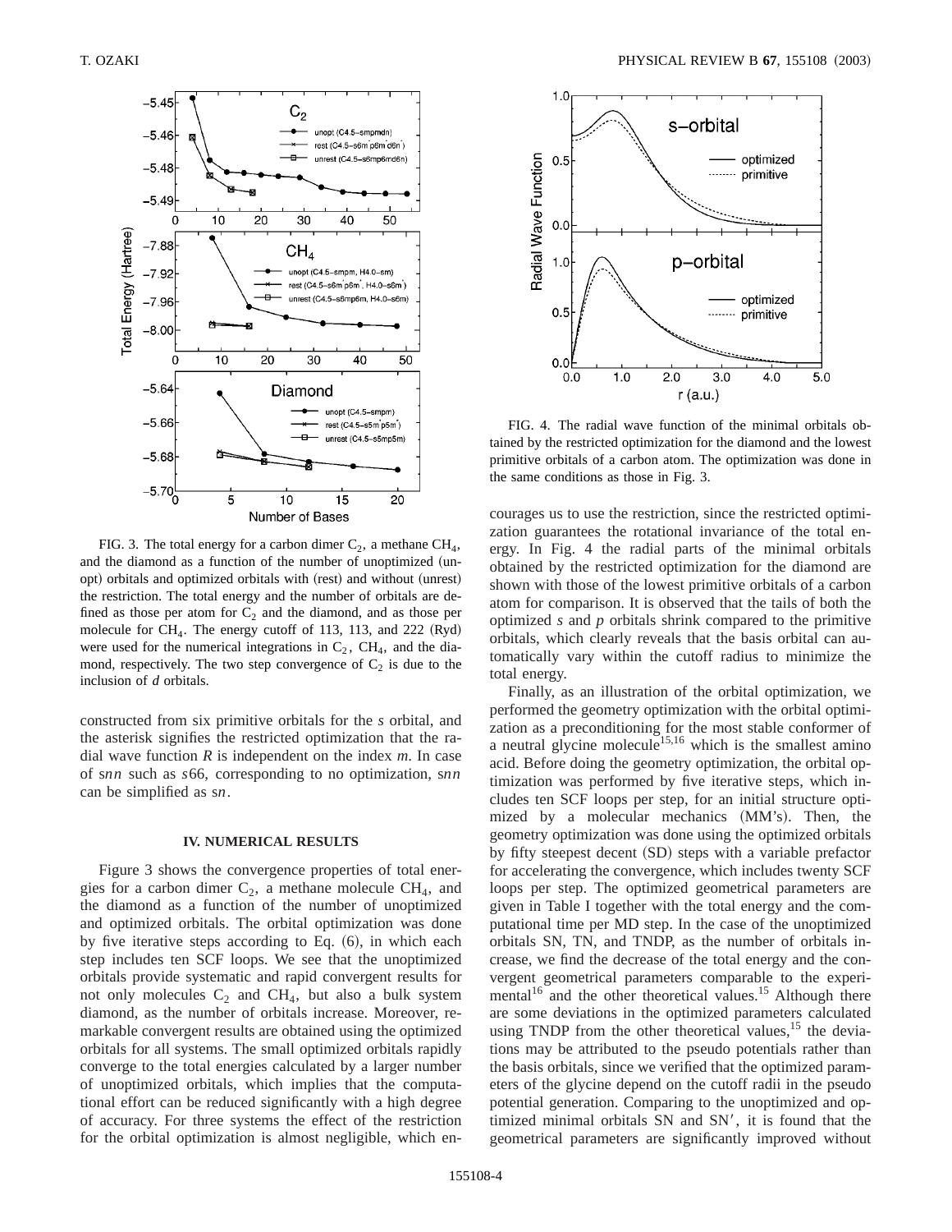FIG. 3. The total energy for a carbon dimer $C_2$, a methane $CH_4$, and the diamond as a function of the number of unoptimized (unopt) orbitals and optimized orbitals with (rest) and without (unrest) the restriction. The total energy and the number of orbitals are defined as those per atom for $C_2$ and the diamond, and as those per molecule for $CH_4$. The energy cutoff of 113, 113, and 222 (Ryd) were used for the numerical integrations in $C_2$, $CH_4$, and the diamond, respectively. The two step convergence of $C_2$ is due to the inclusion of *d* orbitals.

constructed from six primitive orbitals for the *s* orbital, and the asterisk signifies the restricted optimization that the radial wave function *R* is independent on the index *m*. In case of s*nn* such as *s*66, corresponding to no optimization, s*nn* can be simplified as s*n*.

## IV. NUMERICAL RESULTS

Figure 3 shows the convergence properties of total energies for a carbon dimer $C_2$, a methane molecule $CH_4$, and the diamond as a function of the number of unoptimized and optimized orbitals. The orbital optimization was done by five iterative steps according to Eq. (6), in which each step includes ten SCF loops. We see that the unoptimized orbitals provide systematic and rapid convergent results for not only molecules $C_2$ and $CH_4$, but also a bulk system diamond, as the number of orbitals increase. Moreover, remarkable convergent results are obtained using the optimized orbitals for all systems. The small optimized orbitals rapidly converge to the total energies calculated by a larger number of unoptimized orbitals, which implies that the computational effort can be reduced significantly with a high degree of accuracy. For three systems the effect of the restriction for the orbital optimization is almost negligible, which encourages us to use the restriction, since the restricted optimization guarantees the rotational invariance of the total energy. In Fig. 4 the radial parts of the minimal orbitals obtained by the restricted optimization for the diamond are shown with those of the lowest primitive orbitals of a carbon atom for comparison. It is observed that the tails of both the optimized *s* and *p* orbitals shrink compared to the primitive orbitals, which clearly reveals that the basis orbital can automatically vary within the cutoff radius to minimize the total energy.

FIG. 4. The radial wave function of the minimal orbitals obtained by the restricted optimization for the diamond and the lowest primitive orbitals of a carbon atom. The optimization was done in the same conditions as those in Fig. 3.

Finally, as an illustration of the orbital optimization, we performed the geometry optimization with the orbital optimization as a preconditioning for the most stable conformer of a neutral glycine molecule[15,16] which is the smallest amino acid. Before doing the geometry optimization, the orbital optimization was performed by five iterative steps, which includes ten SCF loops per step, for an initial structure optimized by a molecular mechanics (MM's). Then, the geometry optimization was done using the optimized orbitals by fifty steepest decent (SD) steps with a variable prefactor for accelerating the convergence, which includes twenty SCF loops per step. The optimized geometrical parameters are given in Table I together with the total energy and the computational time per MD step. In the case of the unoptimized orbitals SN, TN, and TNDP, as the number of orbitals increase, we find the decrease of the total energy and the convergent geometrical parameters comparable to the experimental[16] and the other theoretical values.[15] Although there are some deviations in the optimized parameters calculated using TNDP from the other theoretical values,[15] the deviations may be attributed to the pseudo potentials rather than the basis orbitals, since we verified that the optimized parameters of the glycine depend on the cutoff radii in the pseudo potential generation. Comparing to the unoptimized and optimized minimal orbitals SN and SN′, it is found that the geometrical parameters are significantly improved without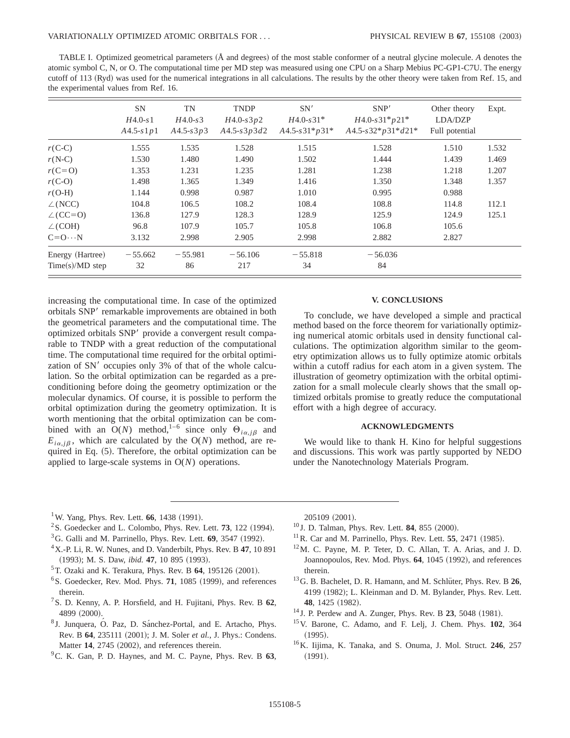TABLE I. Optimized geometrical parameters (Å and degrees) of the most stable conformer of a neutral glycine molecule. *A* denotes the atomic symbol C, N, or O. The computational time per MD step was measured using one CPU on a Sharp Mebius PC-GP1-C7U. The energy cutoff of 113 (Ryd) was used for the numerical integrations in all calculations. The results by the other theory were taken from Ref. 15, and the experimental values from Ref. 16.

| | SN $H4.0$-$s1$ $A4.5$-$s1p1$ | TN $H4.0$-$s3$ $A4.5$-$s3p3$ | TNDP $H4.0$-$s3p2$ $A4.5$-$s3p3d2$ | SN′ $H4.0$-$s31^*$ $A4.5$-$s31^*p31^*$ | SNP′ $H4.0$-$s31^*p21^*$ $A4.5$-$s32^*p31^*d21^*$ | Other theory LDA/DZP Full potential | Expt. |
|---|---|---|---|---|---|---|---|
| $r$(C-C) | 1.555 | 1.535 | 1.528 | 1.515 | 1.528 | 1.510 | 1.532 |
| $r$(N-C) | 1.530 | 1.480 | 1.490 | 1.502 | 1.444 | 1.439 | 1.469 |
| $r$(C=O) | 1.353 | 1.231 | 1.235 | 1.281 | 1.238 | 1.218 | 1.207 |
| $r$(C-O) | 1.498 | 1.365 | 1.349 | 1.416 | 1.350 | 1.348 | 1.357 |
| $r$(O-H) | 1.144 | 0.998 | 0.987 | 1.010 | 0.995 | 0.988 | |
| ∠(NCC) | 104.8 | 106.5 | 108.2 | 108.4 | 108.8 | 114.8 | 112.1 |
| ∠(CC=O) | 136.8 | 127.9 | 128.3 | 128.9 | 125.9 | 124.9 | 125.1 |
| ∠(COH) | 96.8 | 107.9 | 105.7 | 105.8 | 106.8 | 105.6 | |
| C=O···N | 3.132 | 2.998 | 2.905 | 2.998 | 2.882 | 2.827 | |
| Energy (Hartree) | −55.662 | −55.981 | −56.106 | −55.818 | −56.036 | | |
| Time(s)/MD step | 32 | 86 | 217 | 34 | 84 | | |

increasing the computational time. In case of the optimized orbitals SNP′ remarkable improvements are obtained in both the geometrical parameters and the computational time. The optimized orbitals SNP′ provide a convergent result comparable to TNDP with a great reduction of the computational time. The computational time required for the orbital optimization of SN′ occupies only 3% of that of the whole calculation. So the orbital optimization can be regarded as a preconditioning before doing the geometry optimization or the molecular dynamics. Of course, it is possible to perform the orbital optimization during the geometry optimization. It is worth mentioning that the orbital optimization can be combined with an O($N$) method,[1–6] since only $\Theta_{i\alpha,j\beta}$ and $E_{i\alpha,j\beta}$, which are calculated by the O($N$) method, are required in Eq. (5). Therefore, the orbital optimization can be applied to large-scale systems in O($N$) operations.

## V. CONCLUSIONS

To conclude, we have developed a simple and practical method based on the force theorem for variationally optimizing numerical atomic orbitals used in density functional calculations. The optimization algorithm similar to the geometry optimization allows us to fully optimize atomic orbitals within a cutoff radius for each atom in a given system. The illustration of geometry optimization with the orbital optimization for a small molecule clearly shows that the small optimized orbitals promise to greatly reduce the computational effort with a high degree of accuracy.

## ACKNOWLEDGMENTS

We would like to thank H. Kino for helpful suggestions and discussions. This work was partly supported by NEDO under the Nanotechnology Materials Program.

---

[1] W. Yang, Phys. Rev. Lett. **66**, 1438 (1991).

[2] S. Goedecker and L. Colombo, Phys. Rev. Lett. **73**, 122 (1994).

[3] G. Galli and M. Parrinello, Phys. Rev. Lett. **69**, 3547 (1992).

[4] X.-P. Li, R. W. Nunes, and D. Vanderbilt, Phys. Rev. B **47**, 10 891 (1993); M. S. Daw, *ibid.* **47**, 10 895 (1993).

[5] T. Ozaki and K. Terakura, Phys. Rev. B **64**, 195126 (2001).

[6] S. Goedecker, Rev. Mod. Phys. **71**, 1085 (1999), and references therein.

[7] S. D. Kenny, A. P. Horsfield, and H. Fujitani, Phys. Rev. B **62**, 4899 (2000).

[8] J. Junquera, Ó. Paz, D. Sánchez-Portal, and E. Artacho, Phys. Rev. B **64**, 235111 (2001); J. M. Soler *et al.*, J. Phys.: Condens. Matter **14**, 2745 (2002), and references therein.

[9] C. K. Gan, P. D. Haynes, and M. C. Payne, Phys. Rev. B **63**, 205109 (2001).

[10] J. D. Talman, Phys. Rev. Lett. **84**, 855 (2000).

[11] R. Car and M. Parrinello, Phys. Rev. Lett. **55**, 2471 (1985).

[12] M. C. Payne, M. P. Teter, D. C. Allan, T. A. Arias, and J. D. Joannopoulos, Rev. Mod. Phys. **64**, 1045 (1992), and references therein.

[13] G. B. Bachelet, D. R. Hamann, and M. Schlüter, Phys. Rev. B **26**, 4199 (1982); L. Kleinman and D. M. Bylander, Phys. Rev. Lett. **48**, 1425 (1982).

[14] J. P. Perdew and A. Zunger, Phys. Rev. B **23**, 5048 (1981).

[15] V. Barone, C. Adamo, and F. Lelj, J. Chem. Phys. **102**, 364 (1995).

[16] K. Iijima, K. Tanaka, and S. Onuma, J. Mol. Struct. **246**, 257 (1991).